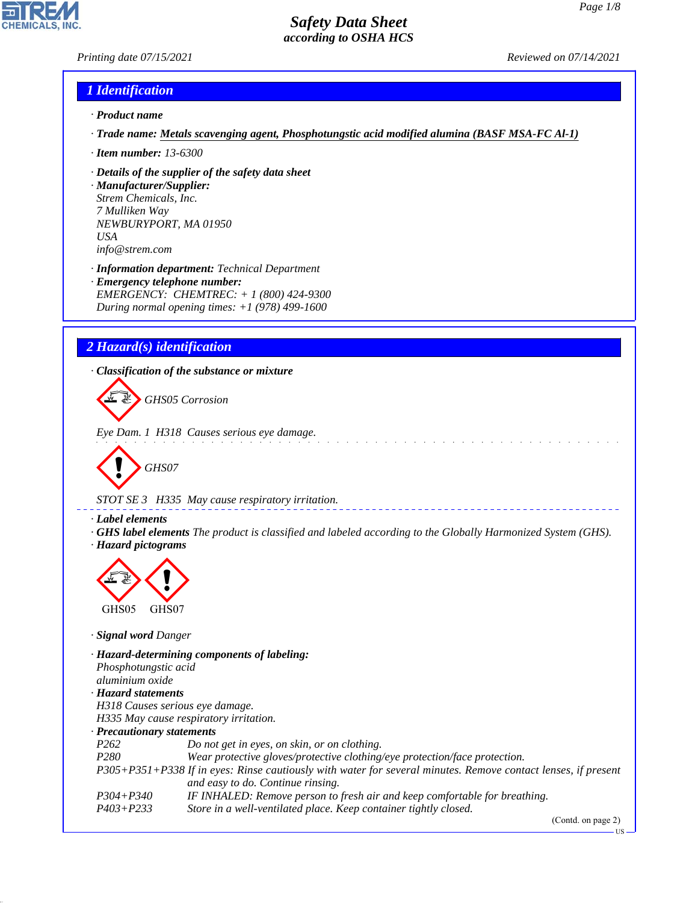# Safety Data Sheet
*according to OSHA HCS*

Printing date 07/15/2021 Reviewed on 07/14/2021

## 1 Identification

· **Product name**

· **Trade name:** **Metals scavenging agent, Phosphotungstic acid modified alumina (BASF MSA-FC Al-1)**

· **Item number:** 13-6300

· **Details of the supplier of the safety data sheet**
· **Manufacturer/Supplier:**
Strem Chemicals, Inc.
7 Mulliken Way
NEWBURYPORT, MA 01950
USA
info@strem.com

· **Information department:** Technical Department
· **Emergency telephone number:**
EMERGENCY: CHEMTREC: + 1 (800) 424-9300
During normal opening times: +1 (978) 499-1600

## 2 Hazard(s) identification

· **Classification of the substance or mixture**

GHS05 Corrosion

Eye Dam. 1 H318 Causes serious eye damage.

GHS07

STOT SE 3 H335 May cause respiratory irritation.

· **Label elements**
· **GHS label elements** The product is classified and labeled according to the Globally Harmonized System (GHS).
· **Hazard pictograms**

GHS05 GHS07

· **Signal word** Danger

· **Hazard-determining components of labeling:**
Phosphotungstic acid
aluminium oxide
· **Hazard statements**
H318 Causes serious eye damage.
H335 May cause respiratory irritation.
· **Precautionary statements**

| | |
|---|---|
| P262 | Do not get in eyes, on skin, or on clothing. |
| P280 | Wear protective gloves/protective clothing/eye protection/face protection. |
| P305+P351+P338 | If in eyes: Rinse cautiously with water for several minutes. Remove contact lenses, if present and easy to do. Continue rinsing. |
| P304+P340 | IF INHALED: Remove person to fresh air and keep comfortable for breathing. |
| P403+P233 | Store in a well-ventilated place. Keep container tightly closed. |

(Contd. on page 2)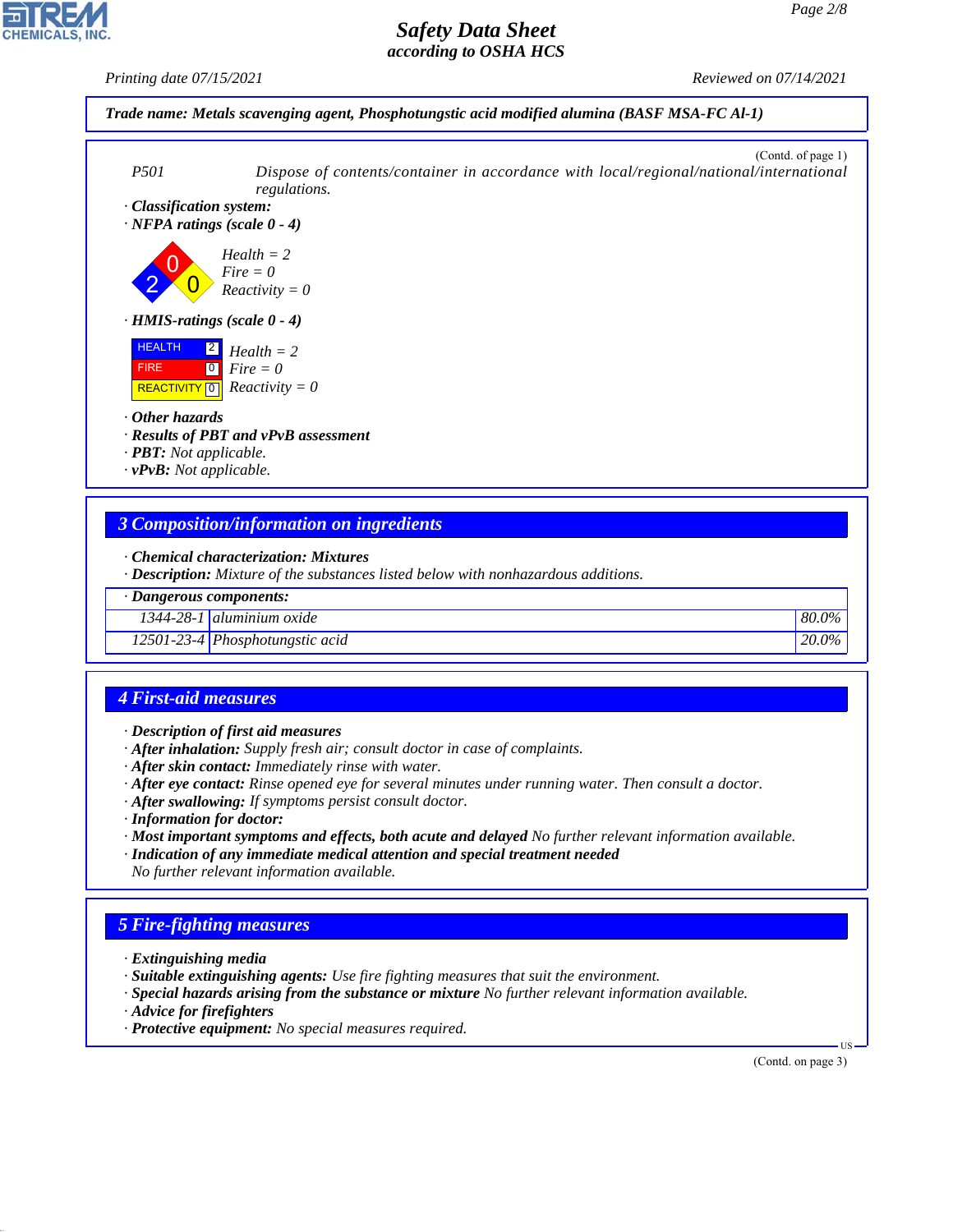**Trade name: Metals scavenging agent, Phosphotungstic acid modified alumina (BASF MSA-FC Al-1)**

(Contd. of page 1)

P501 Dispose of contents/container in accordance with local/regional/national/international regulations.

· **Classification system:**

· **NFPA ratings (scale 0 - 4)**

Health = 2
Fire = 0
Reactivity = 0

· **HMIS-ratings (scale 0 - 4)**

| | |
|---|---|
| HEALTH | 2 |
| FIRE | 0 |
| REACTIVITY | 0 |

Health = 2
Fire = 0
Reactivity = 0

· **Other hazards**

· **Results of PBT and vPvB assessment**

· **PBT:** Not applicable.

· **vPvB:** Not applicable.

## 3 Composition/information on ingredients

· **Chemical characterization: Mixtures**

· **Description:** Mixture of the substances listed below with nonhazardous additions.

| · Dangerous components: | | |
|---|---|---|
| 1344-28-1 | aluminium oxide | 80.0% |
| 12501-23-4 | Phosphotungstic acid | 20.0% |

## 4 First-aid measures

· **Description of first aid measures**

· **After inhalation:** Supply fresh air; consult doctor in case of complaints.

· **After skin contact:** Immediately rinse with water.

· **After eye contact:** Rinse opened eye for several minutes under running water. Then consult a doctor.

· **After swallowing:** If symptoms persist consult doctor.

· **Information for doctor:**

· **Most important symptoms and effects, both acute and delayed** No further relevant information available.

· **Indication of any immediate medical attention and special treatment needed**
No further relevant information available.

## 5 Fire-fighting measures

· **Extinguishing media**

· **Suitable extinguishing agents:** Use fire fighting measures that suit the environment.

· **Special hazards arising from the substance or mixture** No further relevant information available.

· **Advice for firefighters**

· **Protective equipment:** No special measures required.

(Contd. on page 3)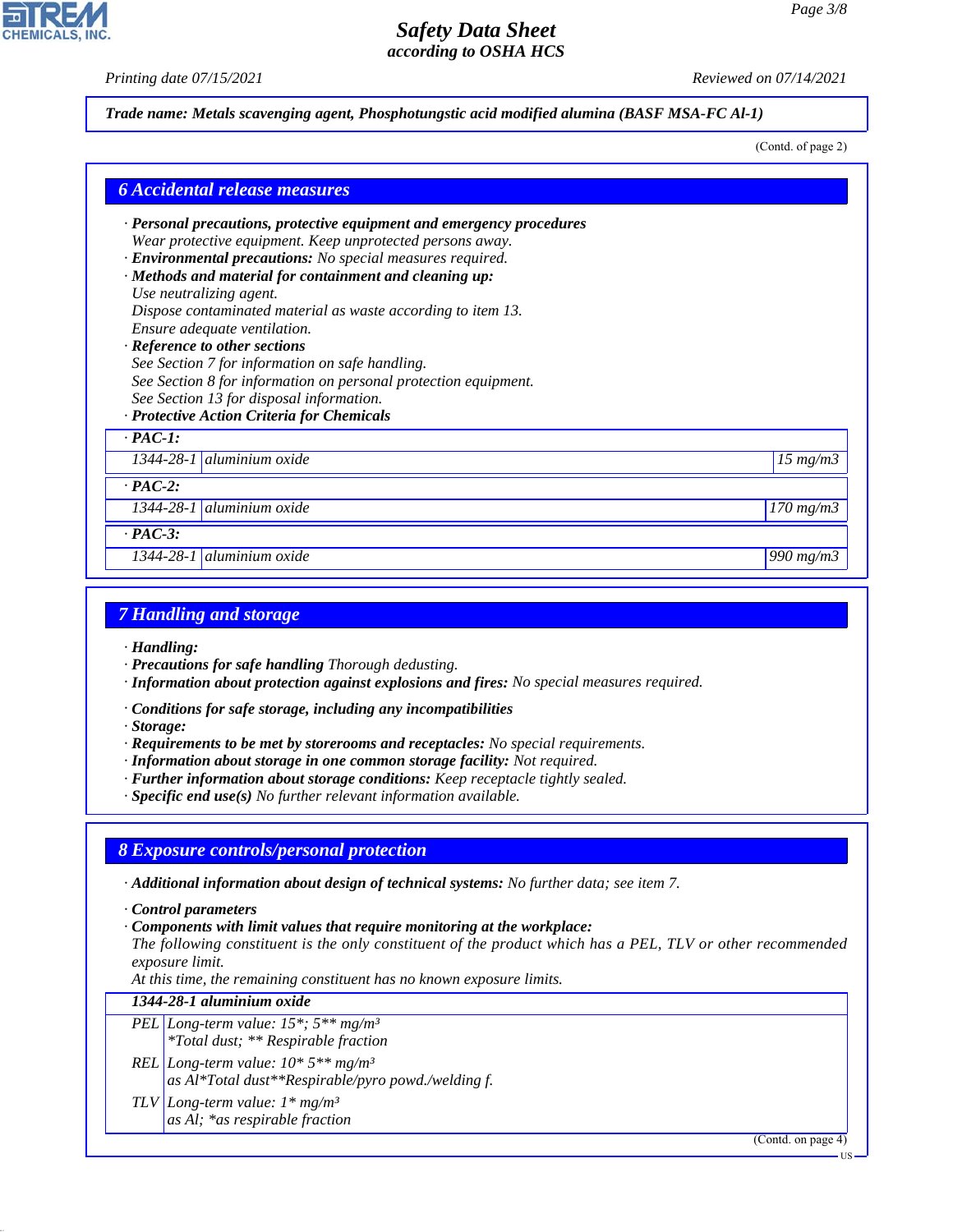Trade name: Metals scavenging agent, Phosphotungstic acid modified alumina (BASF MSA-FC Al-1)

(Contd. of page 2)

## 6 Accidental release measures

· **Personal precautions, protective equipment and emergency procedures**
Wear protective equipment. Keep unprotected persons away.
· **Environmental precautions:** No special measures required.
· **Methods and material for containment and cleaning up:**
Use neutralizing agent.
Dispose contaminated material as waste according to item 13.
Ensure adequate ventilation.
· **Reference to other sections**
See Section 7 for information on safe handling.
See Section 8 for information on personal protection equipment.
See Section 13 for disposal information.
· **Protective Action Criteria for Chemicals**

| · PAC-1: | | |
|---|---|---|
| 1344-28-1 | aluminium oxide | 15 mg/m3 |
| **· PAC-2:** | | |
| 1344-28-1 | aluminium oxide | 170 mg/m3 |
| **· PAC-3:** | | |
| 1344-28-1 | aluminium oxide | 990 mg/m3 |

## 7 Handling and storage

· **Handling:**
· **Precautions for safe handling** Thorough dedusting.
· **Information about protection against explosions and fires:** No special measures required.

· **Conditions for safe storage, including any incompatibilities**
· **Storage:**
· **Requirements to be met by storerooms and receptacles:** No special requirements.
· **Information about storage in one common storage facility:** Not required.
· **Further information about storage conditions:** Keep receptacle tightly sealed.
· **Specific end use(s)** No further relevant information available.

## 8 Exposure controls/personal protection

· **Additional information about design of technical systems:** No further data; see item 7.

· **Control parameters**
· **Components with limit values that require monitoring at the workplace:**
The following constituent is the only constituent of the product which has a PEL, TLV or other recommended exposure limit.
At this time, the remaining constituent has no known exposure limits.

| 1344-28-1 aluminium oxide | |
|---|---|
| PEL | Long-term value: 15*; 5** mg/m³<br>*Total dust; ** Respirable fraction |
| REL | Long-term value: 10* 5** mg/m³<br>as Al*Total dust**Respirable/pyro powd./welding f. |
| TLV | Long-term value: 1* mg/m³<br>as Al; *as respirable fraction |

(Contd. on page 4)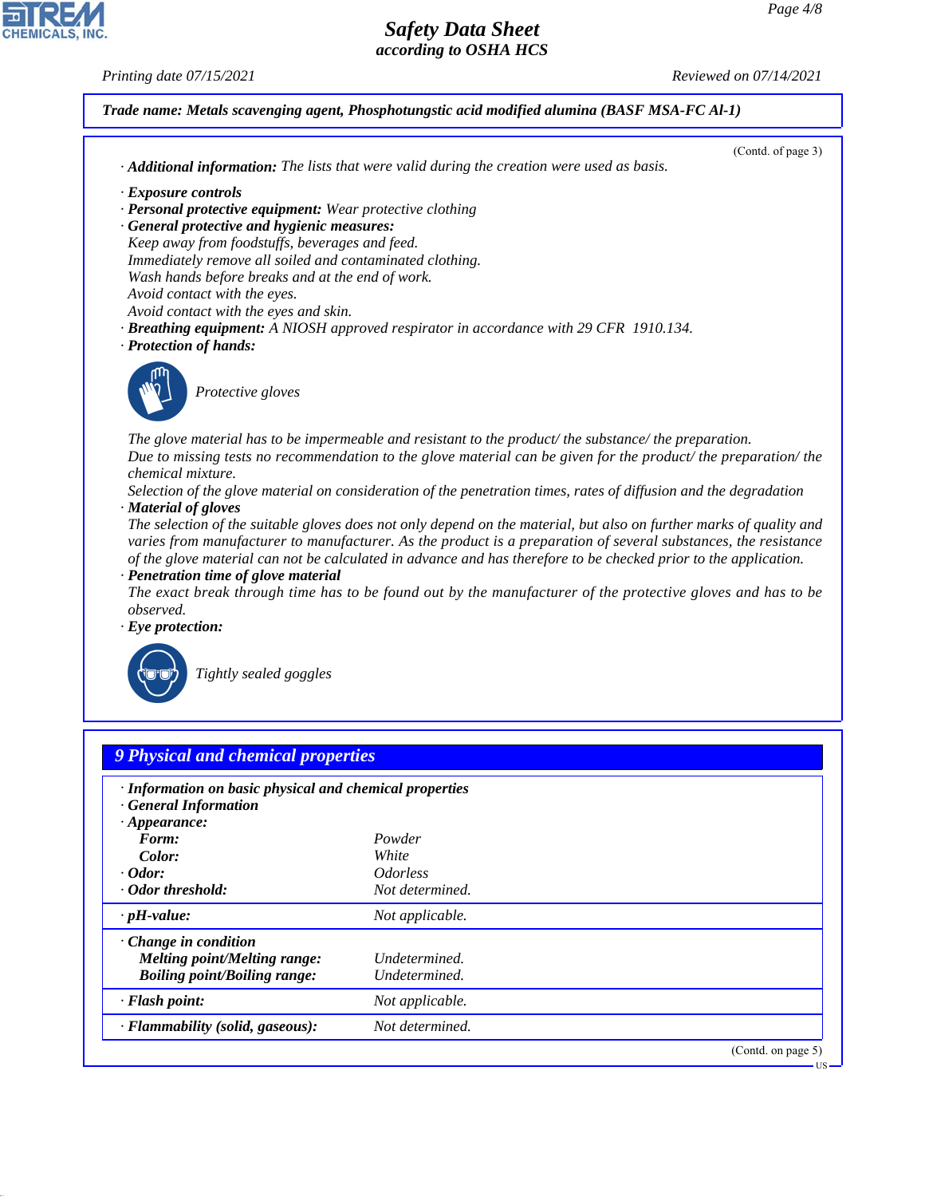**Trade name: Metals scavenging agent, Phosphotungstic acid modified alumina (BASF MSA-FC Al-1)**

(Contd. of page 3)

· **Additional information:** The lists that were valid during the creation were used as basis.

· **Exposure controls**
· **Personal protective equipment:** Wear protective clothing
· **General protective and hygienic measures:**
Keep away from foodstuffs, beverages and feed.
Immediately remove all soiled and contaminated clothing.
Wash hands before breaks and at the end of work.
Avoid contact with the eyes.
Avoid contact with the eyes and skin.
· **Breathing equipment:** A NIOSH approved respirator in accordance with 29 CFR 1910.134.
· **Protection of hands:**

Protective gloves

The glove material has to be impermeable and resistant to the product/ the substance/ the preparation.
Due to missing tests no recommendation to the glove material can be given for the product/ the preparation/ the chemical mixture.
Selection of the glove material on consideration of the penetration times, rates of diffusion and the degradation
· **Material of gloves**
The selection of the suitable gloves does not only depend on the material, but also on further marks of quality and varies from manufacturer to manufacturer. As the product is a preparation of several substances, the resistance of the glove material can not be calculated in advance and has therefore to be checked prior to the application.
· **Penetration time of glove material**
The exact break through time has to be found out by the manufacturer of the protective gloves and has to be observed.
· **Eye protection:**

Tightly sealed goggles

## 9 Physical and chemical properties

· **Information on basic physical and chemical properties**
· **General Information**
· **Appearance:**

| | |
|---|---|
| **Form:** | Powder |
| **Color:** | White |
| · **Odor:** | Odorless |
| · **Odor threshold:** | Not determined. |
| · **pH-value:** | Not applicable. |
| · **Change in condition** | |
| **Melting point/Melting range:** | Undetermined. |
| **Boiling point/Boiling range:** | Undetermined. |
| · **Flash point:** | Not applicable. |
| · **Flammability (solid, gaseous):** | Not determined. |

(Contd. on page 5)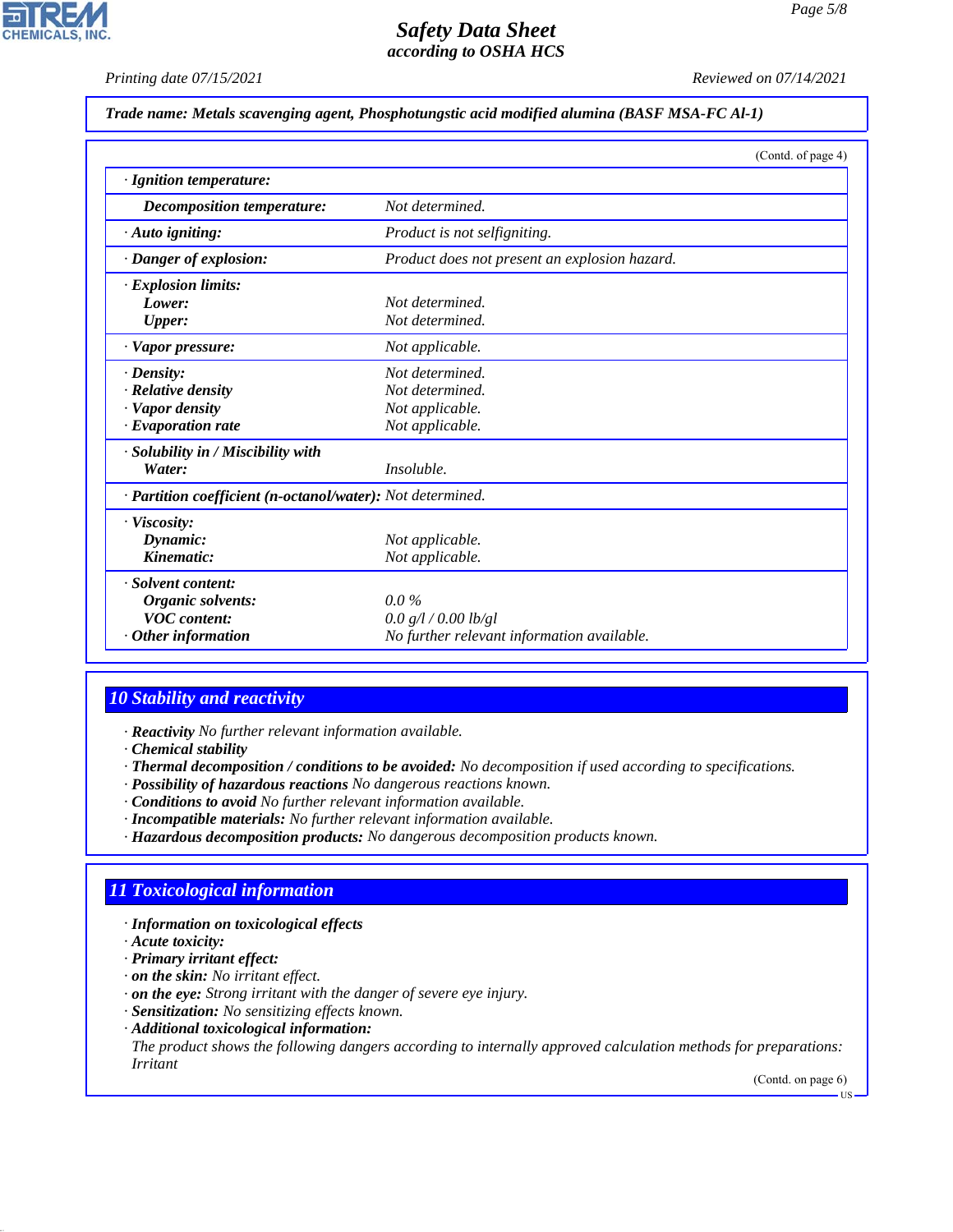**Trade name: Metals scavenging agent, Phosphotungstic acid modified alumina (BASF MSA-FC Al-1)**

(Contd. of page 4)

| | |
|---|---|
| **· Ignition temperature:** | |
| **Decomposition temperature:** | Not determined. |
| **· Auto igniting:** | Product is not selfigniting. |
| **· Danger of explosion:** | Product does not present an explosion hazard. |
| **· Explosion limits:** | |
| **Lower:** | Not determined. |
| **Upper:** | Not determined. |
| **· Vapor pressure:** | Not applicable. |
| **· Density:** | Not determined. |
| **· Relative density** | Not determined. |
| **· Vapor density** | Not applicable. |
| **· Evaporation rate** | Not applicable. |
| **· Solubility in / Miscibility with** | |
| **Water:** | Insoluble. |
| **· Partition coefficient (n-octanol/water):** | Not determined. |
| **· Viscosity:** | |
| **Dynamic:** | Not applicable. |
| **Kinematic:** | Not applicable. |
| **· Solvent content:** | |
| **Organic solvents:** | 0.0 % |
| **VOC content:** | 0.0 g/l / 0.00 lb/gl |
| **· Other information** | No further relevant information available. |

## 10 Stability and reactivity

- **Reactivity** No further relevant information available.
- **Chemical stability**
- **Thermal decomposition / conditions to be avoided:** No decomposition if used according to specifications.
- **Possibility of hazardous reactions** No dangerous reactions known.
- **Conditions to avoid** No further relevant information available.
- **Incompatible materials:** No further relevant information available.
- **Hazardous decomposition products:** No dangerous decomposition products known.

## 11 Toxicological information

- **Information on toxicological effects**
- **Acute toxicity:**
- **Primary irritant effect:**
- **on the skin:** No irritant effect.
- **on the eye:** Strong irritant with the danger of severe eye injury.
- **Sensitization:** No sensitizing effects known.
- **Additional toxicological information:**

  The product shows the following dangers according to internally approved calculation methods for preparations: Irritant

(Contd. on page 6)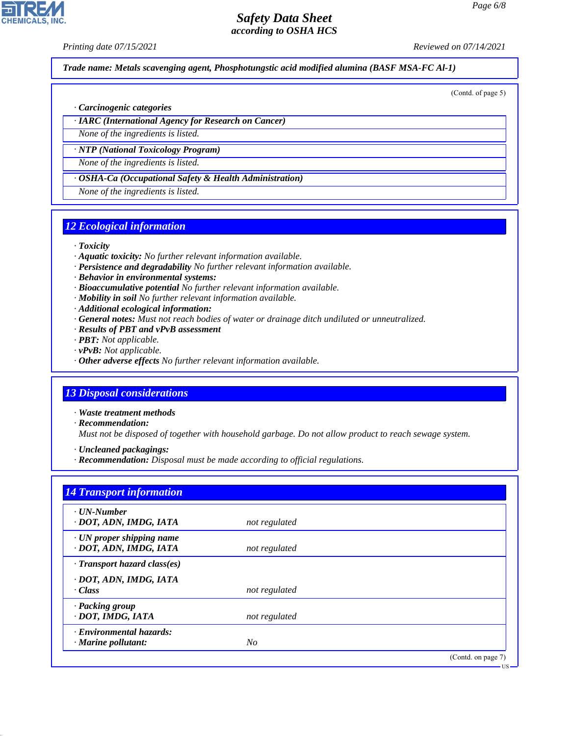Trade name: Metals scavenging agent, Phosphotungstic acid modified alumina (BASF MSA-FC Al-1)

(Contd. of page 5)

· **Carcinogenic categories**

· **IARC (International Agency for Research on Cancer)**

None of the ingredients is listed.

· **NTP (National Toxicology Program)**

None of the ingredients is listed.

· **OSHA-Ca (Occupational Safety & Health Administration)**

None of the ingredients is listed.

## 12 Ecological information

· **Toxicity**
· **Aquatic toxicity:** No further relevant information available.
· **Persistence and degradability** No further relevant information available.
· **Behavior in environmental systems:**
· **Bioaccumulative potential** No further relevant information available.
· **Mobility in soil** No further relevant information available.
· **Additional ecological information:**
· **General notes:** Must not reach bodies of water or drainage ditch undiluted or unneutralized.
· **Results of PBT and vPvB assessment**
· **PBT:** Not applicable.
· **vPvB:** Not applicable.
· **Other adverse effects** No further relevant information available.

## 13 Disposal considerations

· **Waste treatment methods**
· **Recommendation:**
Must not be disposed of together with household garbage. Do not allow product to reach sewage system.

· **Uncleaned packagings:**
· **Recommendation:** Disposal must be made according to official regulations.

## 14 Transport information

| | |
|---|---|
| · **UN-Number**<br>· **DOT, ADN, IMDG, IATA** | not regulated |
| · **UN proper shipping name**<br>· **DOT, ADN, IMDG, IATA** | not regulated |
| · **Transport hazard class(es)**<br>· **DOT, ADN, IMDG, IATA**<br>· **Class** | not regulated |
| · **Packing group**<br>· **DOT, IMDG, IATA** | not regulated |
| · **Environmental hazards:**<br>· **Marine pollutant:** | No |

(Contd. on page 7)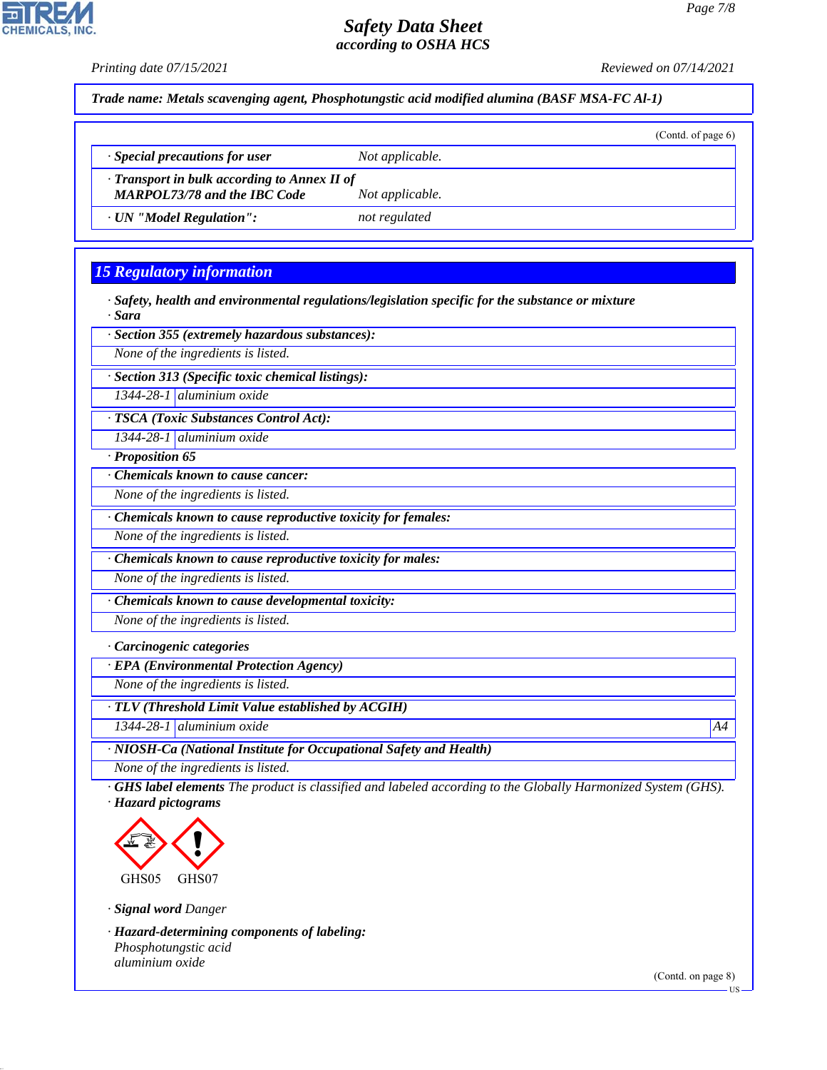**Trade name: Metals scavenging agent, Phosphotungstic acid modified alumina (BASF MSA-FC Al-1)**

(Contd. of page 6)

| | |
|---|---|
| · **Special precautions for user** | Not applicable. |
| · **Transport in bulk according to Annex II of MARPOL73/78 and the IBC Code** | Not applicable. |
| · **UN "Model Regulation":** | not regulated |

## 15 Regulatory information

· **Safety, health and environmental regulations/legislation specific for the substance or mixture**
· **Sara**

· **Section 355 (extremely hazardous substances):**
None of the ingredients is listed.

· **Section 313 (Specific toxic chemical listings):**

| | |
|---|---|
| 1344-28-1 | aluminium oxide |

· **TSCA (Toxic Substances Control Act):**

| | |
|---|---|
| 1344-28-1 | aluminium oxide |

· **Proposition 65**

· **Chemicals known to cause cancer:**
None of the ingredients is listed.

· **Chemicals known to cause reproductive toxicity for females:**
None of the ingredients is listed.

· **Chemicals known to cause reproductive toxicity for males:**
None of the ingredients is listed.

· **Chemicals known to cause developmental toxicity:**
None of the ingredients is listed.

· **Carcinogenic categories**

· **EPA (Environmental Protection Agency)**
None of the ingredients is listed.

· **TLV (Threshold Limit Value established by ACGIH)**

| | | |
|---|---|---|
| 1344-28-1 | aluminium oxide | A4 |

· **NIOSH-Ca (National Institute for Occupational Safety and Health)**
None of the ingredients is listed.

· **GHS label elements** The product is classified and labeled according to the Globally Harmonized System (GHS).
· **Hazard pictograms**

GHS05 GHS07

· **Signal word** Danger

· **Hazard-determining components of labeling:**
Phosphotungstic acid
aluminium oxide

(Contd. on page 8)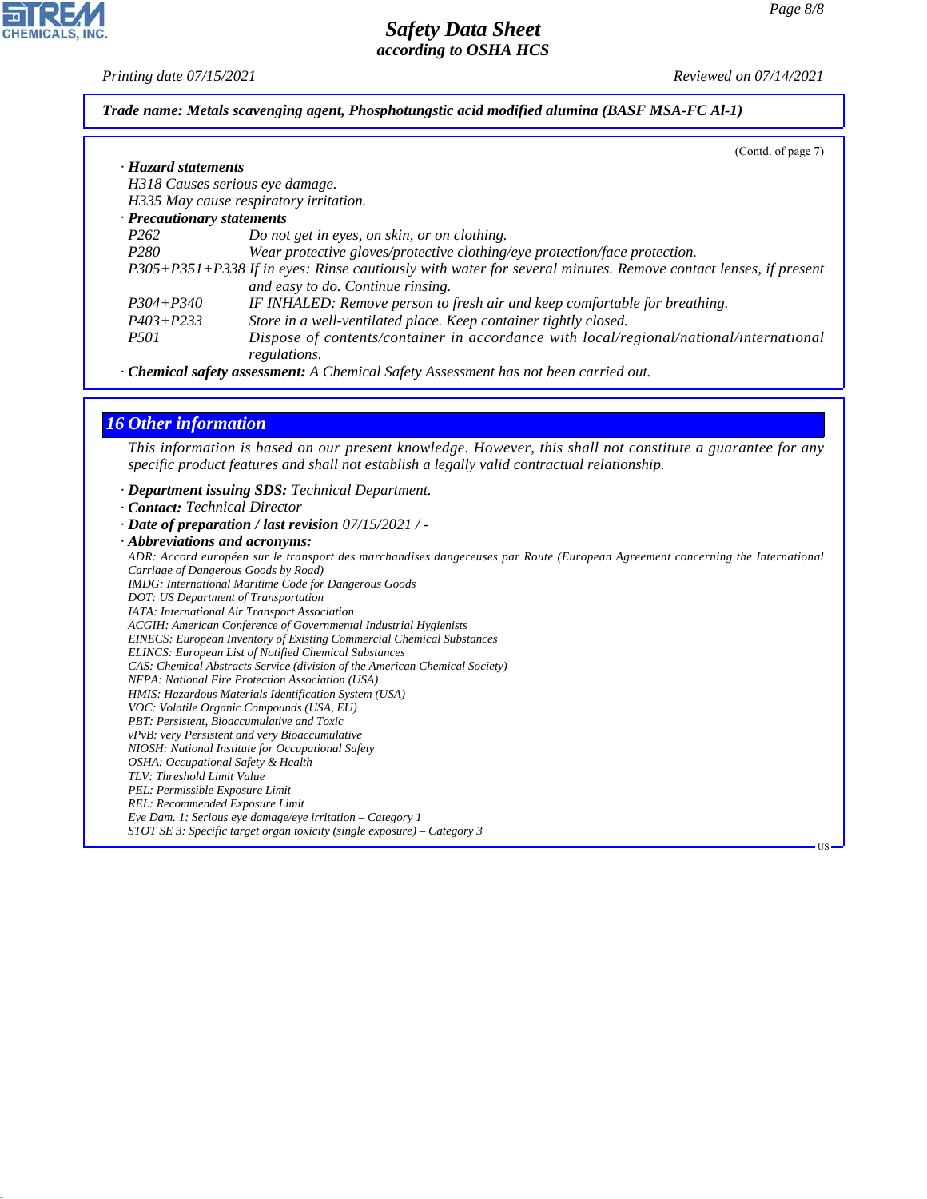**Trade name: Metals scavenging agent, Phosphotungstic acid modified alumina (BASF MSA-FC Al-1)**

(Contd. of page 7)

· **Hazard statements**

H318 Causes serious eye damage.
H335 May cause respiratory irritation.

· **Precautionary statements**

| | |
|---|---|
| P262 | Do not get in eyes, on skin, or on clothing. |
| P280 | Wear protective gloves/protective clothing/eye protection/face protection. |
| P305+P351+P338 | If in eyes: Rinse cautiously with water for several minutes. Remove contact lenses, if present and easy to do. Continue rinsing. |
| P304+P340 | IF INHALED: Remove person to fresh air and keep comfortable for breathing. |
| P403+P233 | Store in a well-ventilated place. Keep container tightly closed. |
| P501 | Dispose of contents/container in accordance with local/regional/national/international regulations. |

· **Chemical safety assessment:** A Chemical Safety Assessment has not been carried out.

## 16 Other information

This information is based on our present knowledge. However, this shall not constitute a guarantee for any specific product features and shall not establish a legally valid contractual relationship.

· **Department issuing SDS:** Technical Department.
· **Contact:** Technical Director
· **Date of preparation / last revision** 07/15/2021 / -
· **Abbreviations and acronyms:**

ADR: Accord européen sur le transport des marchandises dangereuses par Route (European Agreement concerning the International Carriage of Dangerous Goods by Road)
IMDG: International Maritime Code for Dangerous Goods
DOT: US Department of Transportation
IATA: International Air Transport Association
ACGIH: American Conference of Governmental Industrial Hygienists
EINECS: European Inventory of Existing Commercial Chemical Substances
ELINCS: European List of Notified Chemical Substances
CAS: Chemical Abstracts Service (division of the American Chemical Society)
NFPA: National Fire Protection Association (USA)
HMIS: Hazardous Materials Identification System (USA)
VOC: Volatile Organic Compounds (USA, EU)
PBT: Persistent, Bioaccumulative and Toxic
vPvB: very Persistent and very Bioaccumulative
NIOSH: National Institute for Occupational Safety
OSHA: Occupational Safety & Health
TLV: Threshold Limit Value
PEL: Permissible Exposure Limit
REL: Recommended Exposure Limit
Eye Dam. 1: Serious eye damage/eye irritation – Category 1
STOT SE 3: Specific target organ toxicity (single exposure) – Category 3

US